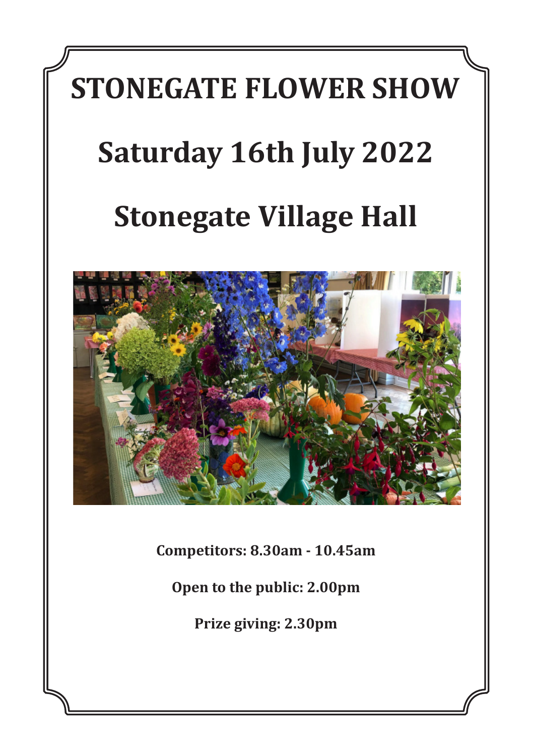# STONEGATE FLOWER SHOW

# Saturday 16th July 2022

# Stonegate Village Hall

**Competitors: 8.30am - 10.45am**

**Open to the public: 2.00pm**

**Prize giving: 2.30pm**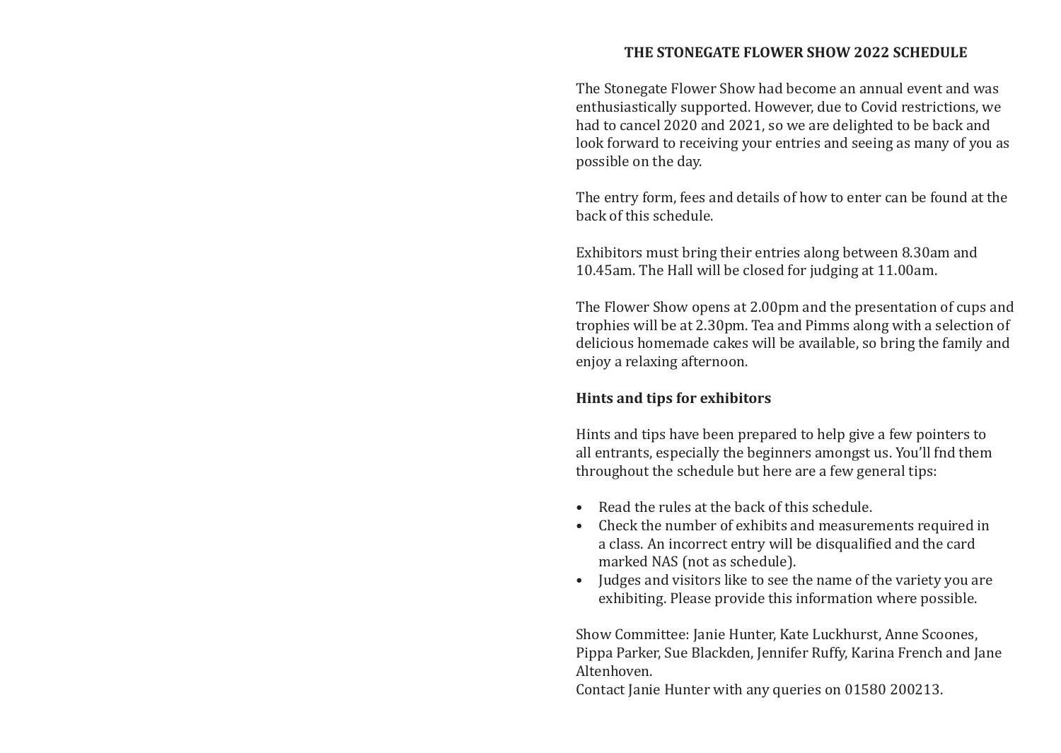# THE STONEGATE FLOWER SHOW 2022 SCHEDULE

The Stonegate Flower Show had become an annual event and was enthusiastically supported. However, due to Covid restrictions, we had to cancel 2020 and 2021, so we are delighted to be back and look forward to receiving your entries and seeing as many of you as possible on the day.

The entry form, fees and details of how to enter can be found at the back of this schedule.

Exhibitors must bring their entries along between 8.30am and 10.45am. The Hall will be closed for judging at 11.00am.

The Flower Show opens at 2.00pm and the presentation of cups and trophies will be at 2.30pm. Tea and Pimms along with a selection of delicious homemade cakes will be available, so bring the family and enjoy a relaxing afternoon.

**Hints and tips for exhibitors**

Hints and tips have been prepared to help give a few pointers to all entrants, especially the beginners amongst us. You'll fnd them throughout the schedule but here are a few general tips:

- Read the rules at the back of this schedule.
- Check the number of exhibits and measurements required in a class. An incorrect entry will be disqualified and the card marked NAS (not as schedule).
- Judges and visitors like to see the name of the variety you are exhibiting. Please provide this information where possible.

Show Committee: Janie Hunter, Kate Luckhurst, Anne Scoones, Pippa Parker, Sue Blackden, Jennifer Ruffy, Karina French and Jane Altenhoven.
Contact Janie Hunter with any queries on 01580 200213.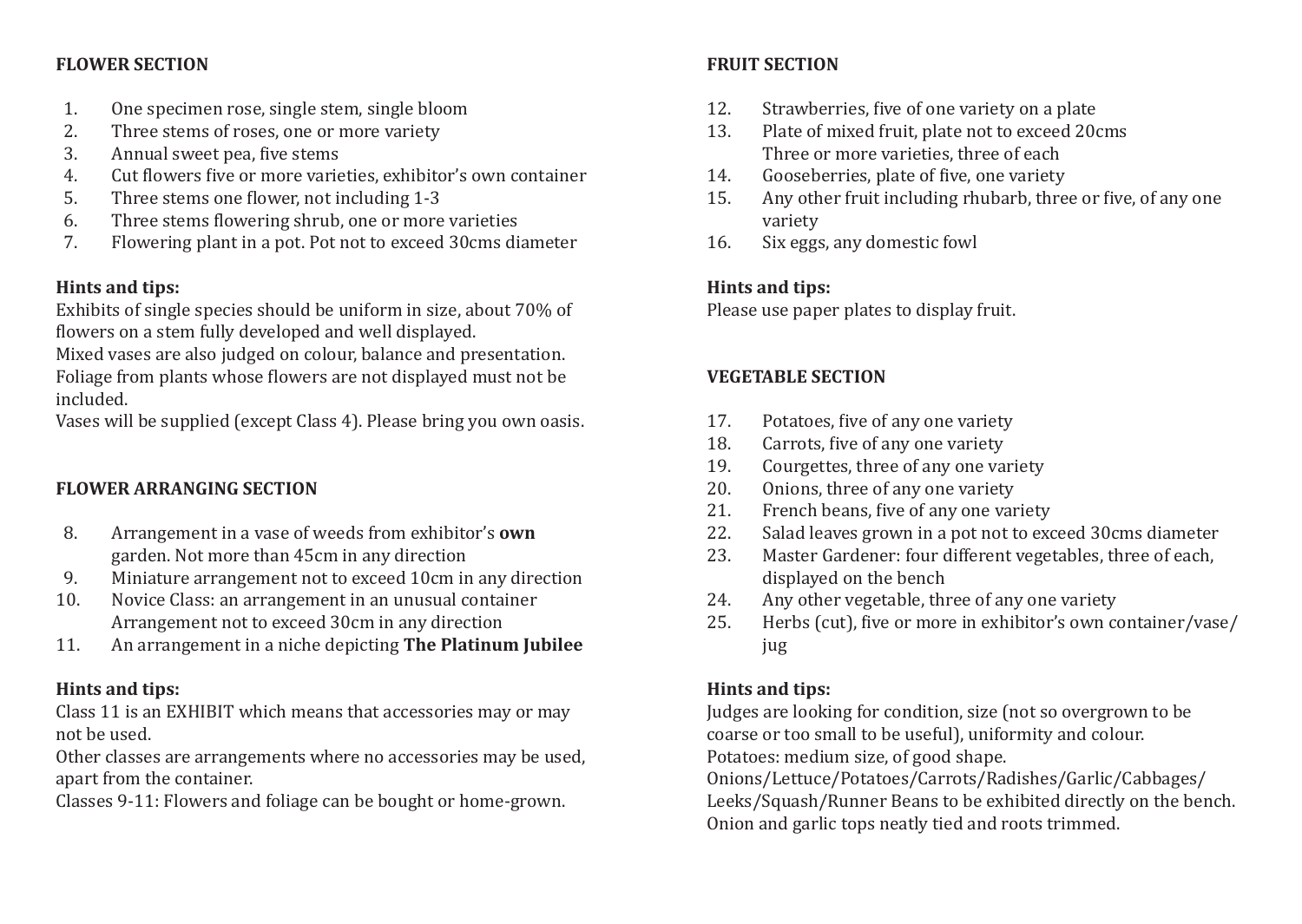**FLOWER SECTION**

1. One specimen rose, single stem, single bloom
2. Three stems of roses, one or more variety
3. Annual sweet pea, five stems
4. Cut flowers five or more varieties, exhibitor's own container
5. Three stems one flower, not including 1-3
6. Three stems flowering shrub, one or more varieties
7. Flowering plant in a pot. Pot not to exceed 30cms diameter

**Hints and tips:**
Exhibits of single species should be uniform in size, about 70% of flowers on a stem fully developed and well displayed.
Mixed vases are also judged on colour, balance and presentation.
Foliage from plants whose flowers are not displayed must not be included.
Vases will be supplied (except Class 4). Please bring you own oasis.

**FLOWER ARRANGING SECTION**

8. Arrangement in a vase of weeds from exhibitor's **own** garden. Not more than 45cm in any direction
9. Miniature arrangement not to exceed 10cm in any direction
10. Novice Class: an arrangement in an unusual container Arrangement not to exceed 30cm in any direction
11. An arrangement in a niche depicting **The Platinum Jubilee**

**Hints and tips:**
Class 11 is an EXHIBIT which means that accessories may or may not be used.
Other classes are arrangements where no accessories may be used, apart from the container.
Classes 9-11: Flowers and foliage can be bought or home-grown.

**FRUIT SECTION**

12. Strawberries, five of one variety on a plate
13. Plate of mixed fruit, plate not to exceed 20cms Three or more varieties, three of each
14. Gooseberries, plate of five, one variety
15. Any other fruit including rhubarb, three or five, of any one variety
16. Six eggs, any domestic fowl

**Hints and tips:**
Please use paper plates to display fruit.

**VEGETABLE SECTION**

17. Potatoes, five of any one variety
18. Carrots, five of any one variety
19. Courgettes, three of any one variety
20. Onions, three of any one variety
21. French beans, five of any one variety
22. Salad leaves grown in a pot not to exceed 30cms diameter
23. Master Gardener: four different vegetables, three of each, displayed on the bench
24. Any other vegetable, three of any one variety
25. Herbs (cut), five or more in exhibitor's own container/vase/jug

**Hints and tips:**
Judges are looking for condition, size (not so overgrown to be coarse or too small to be useful), uniformity and colour.
Potatoes: medium size, of good shape.
Onions/Lettuce/Potatoes/Carrots/Radishes/Garlic/Cabbages/Leeks/Squash/Runner Beans to be exhibited directly on the bench.
Onion and garlic tops neatly tied and roots trimmed.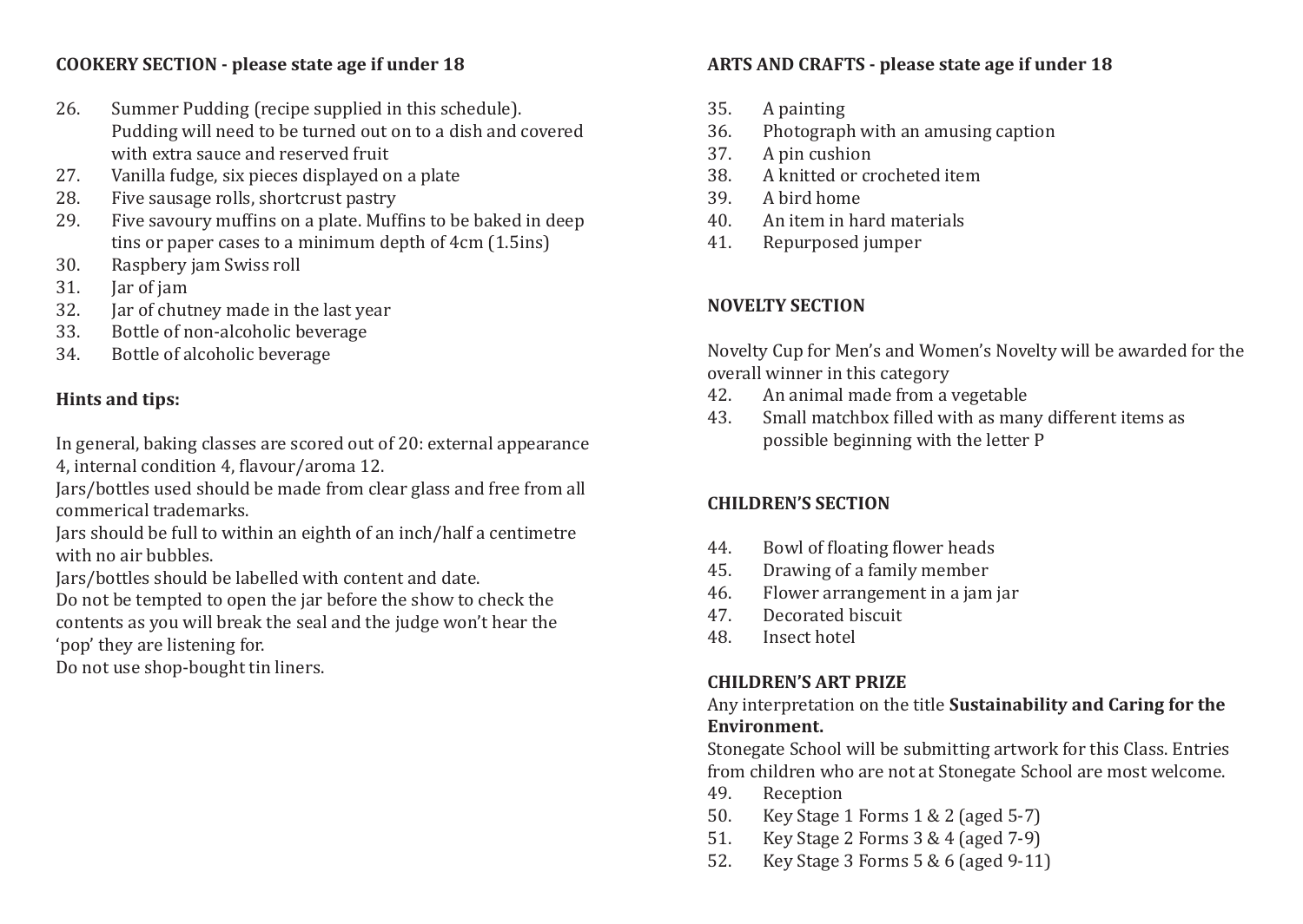## COOKERY SECTION - please state age if under 18

26. Summer Pudding (recipe supplied in this schedule). Pudding will need to be turned out on to a dish and covered with extra sauce and reserved fruit
27. Vanilla fudge, six pieces displayed on a plate
28. Five sausage rolls, shortcrust pastry
29. Five savoury muffins on a plate. Muffins to be baked in deep tins or paper cases to a minimum depth of 4cm (1.5ins)
30. Raspbery jam Swiss roll
31. Jar of jam
32. Jar of chutney made in the last year
33. Bottle of non-alcoholic beverage
34. Bottle of alcoholic beverage

### Hints and tips:

In general, baking classes are scored out of 20: external appearance 4, internal condition 4, flavour/aroma 12.
Jars/bottles used should be made from clear glass and free from all commerical trademarks.
Jars should be full to within an eighth of an inch/half a centimetre with no air bubbles.
Jars/bottles should be labelled with content and date.
Do not be tempted to open the jar before the show to check the contents as you will break the seal and the judge won't hear the 'pop' they are listening for.
Do not use shop-bought tin liners.

## ARTS AND CRAFTS - please state age if under 18

35. A painting
36. Photograph with an amusing caption
37. A pin cushion
38. A knitted or crocheted item
39. A bird home
40. An item in hard materials
41. Repurposed jumper

## NOVELTY SECTION

Novelty Cup for Men's and Women's Novelty will be awarded for the overall winner in this category

42. An animal made from a vegetable
43. Small matchbox filled with as many different items as possible beginning with the letter P

## CHILDREN'S SECTION

44. Bowl of floating flower heads
45. Drawing of a family member
46. Flower arrangement in a jam jar
47. Decorated biscuit
48. Insect hotel

## CHILDREN'S ART PRIZE

Any interpretation on the title **Sustainability and Caring for the Environment.**

Stonegate School will be submitting artwork for this Class. Entries from children who are not at Stonegate School are most welcome.

49. Reception
50. Key Stage 1 Forms 1 & 2 (aged 5-7)
51. Key Stage 2 Forms 3 & 4 (aged 7-9)
52. Key Stage 3 Forms 5 & 6 (aged 9-11)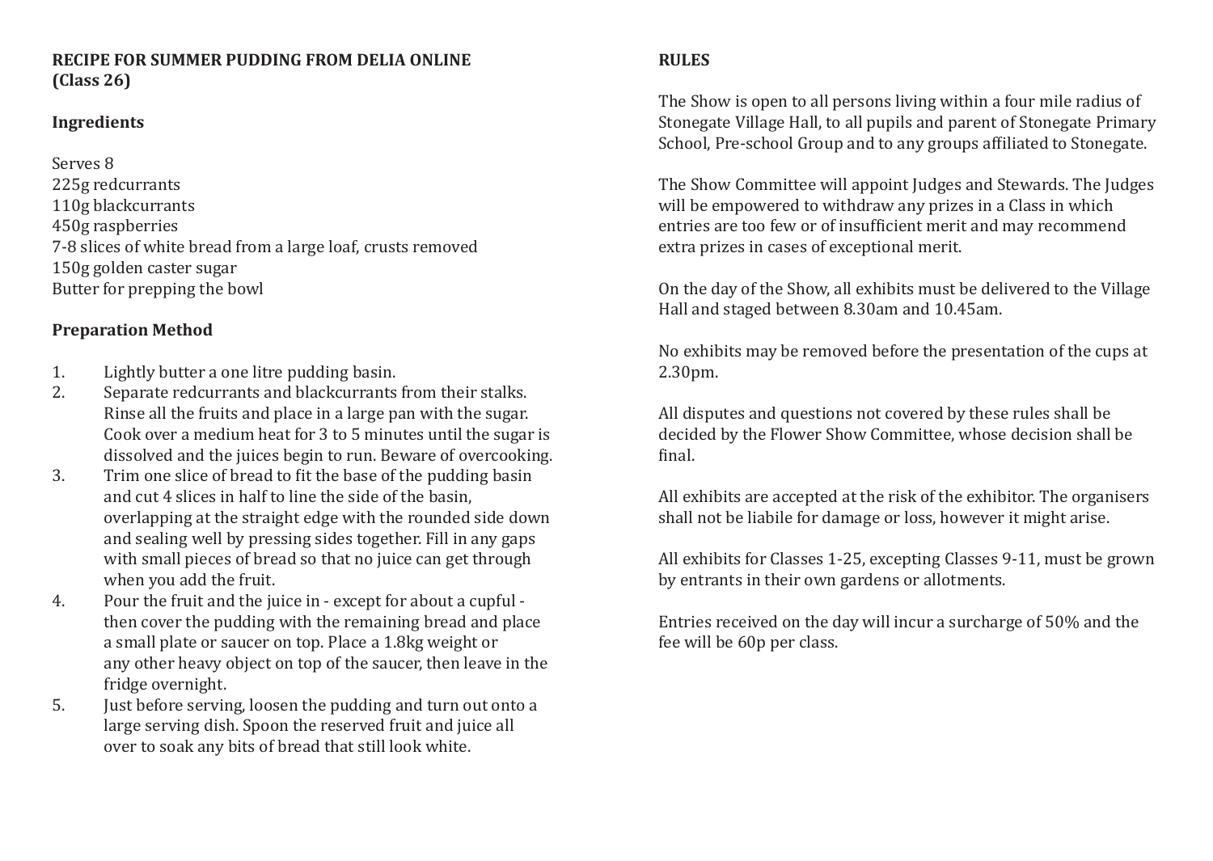**RECIPE FOR SUMMER PUDDING FROM DELIA ONLINE (Class 26)**

**Ingredients**

Serves 8
225g redcurrants
110g blackcurrants
450g raspberries
7-8 slices of white bread from a large loaf, crusts removed
150g golden caster sugar
Butter for prepping the bowl

**Preparation Method**

1. Lightly butter a one litre pudding basin.
2. Separate redcurrants and blackcurrants from their stalks. Rinse all the fruits and place in a large pan with the sugar. Cook over a medium heat for 3 to 5 minutes until the sugar is dissolved and the juices begin to run. Beware of overcooking.
3. Trim one slice of bread to fit the base of the pudding basin and cut 4 slices in half to line the side of the basin, overlapping at the straight edge with the rounded side down and sealing well by pressing sides together. Fill in any gaps with small pieces of bread so that no juice can get through when you add the fruit.
4. Pour the fruit and the juice in - except for about a cupful - then cover the pudding with the remaining bread and place a small plate or saucer on top. Place a 1.8kg weight or any other heavy object on top of the saucer, then leave in the fridge overnight.
5. Just before serving, loosen the pudding and turn out onto a large serving dish. Spoon the reserved fruit and juice all over to soak any bits of bread that still look white.

**RULES**

The Show is open to all persons living within a four mile radius of Stonegate Village Hall, to all pupils and parent of Stonegate Primary School, Pre-school Group and to any groups affiliated to Stonegate.

The Show Committee will appoint Judges and Stewards. The Judges will be empowered to withdraw any prizes in a Class in which entries are too few or of insufficient merit and may recommend extra prizes in cases of exceptional merit.

On the day of the Show, all exhibits must be delivered to the Village Hall and staged between 8.30am and 10.45am.

No exhibits may be removed before the presentation of the cups at 2.30pm.

All disputes and questions not covered by these rules shall be decided by the Flower Show Committee, whose decision shall be final.

All exhibits are accepted at the risk of the exhibitor. The organisers shall not be liabile for damage or loss, however it might arise.

All exhibits for Classes 1-25, excepting Classes 9-11, must be grown by entrants in their own gardens or allotments.

Entries received on the day will incur a surcharge of 50% and the fee will be 60p per class.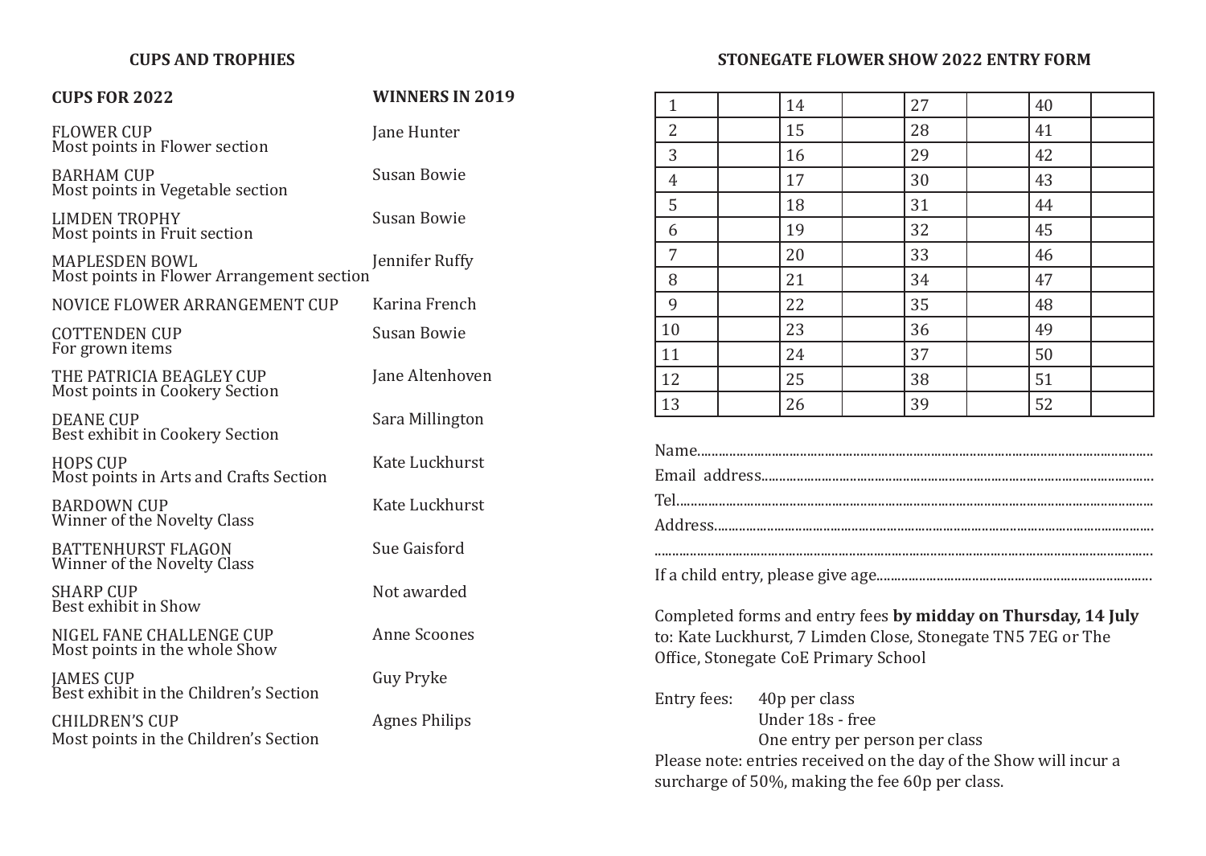## CUPS AND TROPHIES

| CUPS FOR 2022 | WINNERS IN 2019 |
|---|---|
| FLOWER CUP<br>Most points in Flower section | Jane Hunter |
| BARHAM CUP<br>Most points in Vegetable section | Susan Bowie |
| LIMDEN TROPHY<br>Most points in Fruit section | Susan Bowie |
| MAPLESDEN BOWL<br>Most points in Flower Arrangement section | Jennifer Ruffy |
| NOVICE FLOWER ARRANGEMENT CUP | Karina French |
| COTTENDEN CUP<br>For grown items | Susan Bowie |
| THE PATRICIA BEAGLEY CUP<br>Most points in Cookery Section | Jane Altenhoven |
| DEANE CUP<br>Best exhibit in Cookery Section | Sara Millington |
| HOPS CUP<br>Most points in Arts and Crafts Section | Kate Luckhurst |
| BARDOWN CUP<br>Winner of the Novelty Class | Kate Luckhurst |
| BATTENHURST FLAGON<br>Winner of the Novelty Class | Sue Gaisford |
| SHARP CUP<br>Best exhibit in Show | Not awarded |
| NIGEL FANE CHALLENGE CUP<br>Most points in the whole Show | Anne Scoones |
| JAMES CUP<br>Best exhibit in the Children's Section | Guy Pryke |
| CHILDREN'S CUP<br>Most points in the Children's Section | Agnes Philips |

## STONEGATE FLOWER SHOW 2022 ENTRY FORM

| | | | | | | | |
|---|---|---|---|---|---|---|---|
| 1 | | 14 | | 27 | | 40 | |
| 2 | | 15 | | 28 | | 41 | |
| 3 | | 16 | | 29 | | 42 | |
| 4 | | 17 | | 30 | | 43 | |
| 5 | | 18 | | 31 | | 44 | |
| 6 | | 19 | | 32 | | 45 | |
| 7 | | 20 | | 33 | | 46 | |
| 8 | | 21 | | 34 | | 47 | |
| 9 | | 22 | | 35 | | 48 | |
| 10 | | 23 | | 36 | | 49 | |
| 11 | | 24 | | 37 | | 50 | |
| 12 | | 25 | | 38 | | 51 | |
| 13 | | 26 | | 39 | | 52 | |

Name.................................................................................................................................

Email address................................................................................................................

Tel.....................................................................................................................................

Address............................................................................................................................

..........................................................................................................................................

If a child entry, please give age.............................................................................

Completed forms and entry fees **by midday on Thursday, 14 July** to: Kate Luckhurst, 7 Limden Close, Stonegate TN5 7EG or The Office, Stonegate CoE Primary School

Entry fees: 40p per class
Under 18s - free
One entry per person per class

Please note: entries received on the day of the Show will incur a surcharge of 50%, making the fee 60p per class.